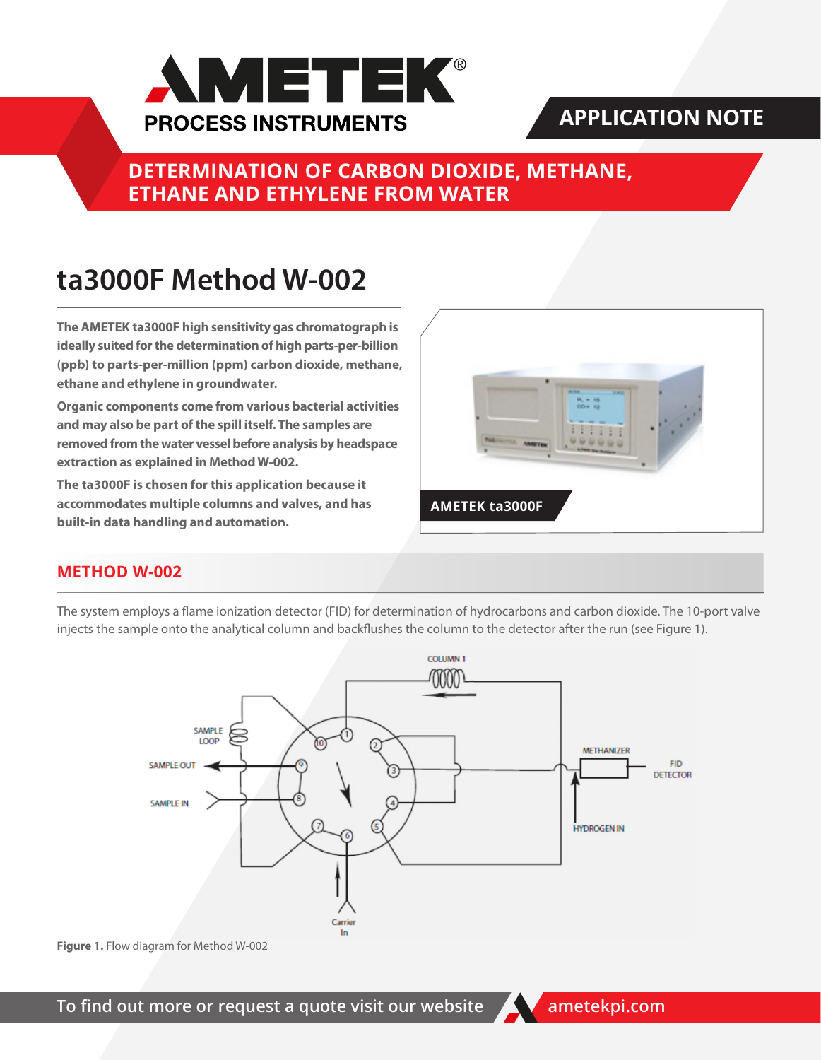# DETERMINATION OF CARBON DIOXIDE, METHANE, ETHANE AND ETHYLENE FROM WATER

## ta3000F Method W-002

**The AMETEK ta3000F high sensitivity gas chromatograph is ideally suited for the determination of high parts-per-billion (ppb) to parts-per-million (ppm) carbon dioxide, methane, ethane and ethylene in groundwater.**

**Organic components come from various bacterial activities and may also be part of the spill itself. The samples are removed from the water vessel before analysis by headspace extraction as explained in Method W-002.**

**The ta3000F is chosen for this application because it accommodates multiple columns and valves, and has built-in data handling and automation.**

AMETEK ta3000F

## METHOD W-002

The system employs a flame ionization detector (FID) for determination of hydrocarbons and carbon dioxide. The 10-port valve injects the sample onto the analytical column and backflushes the column to the detector after the run (see Figure 1).

**Figure 1.** Flow diagram for Method W-002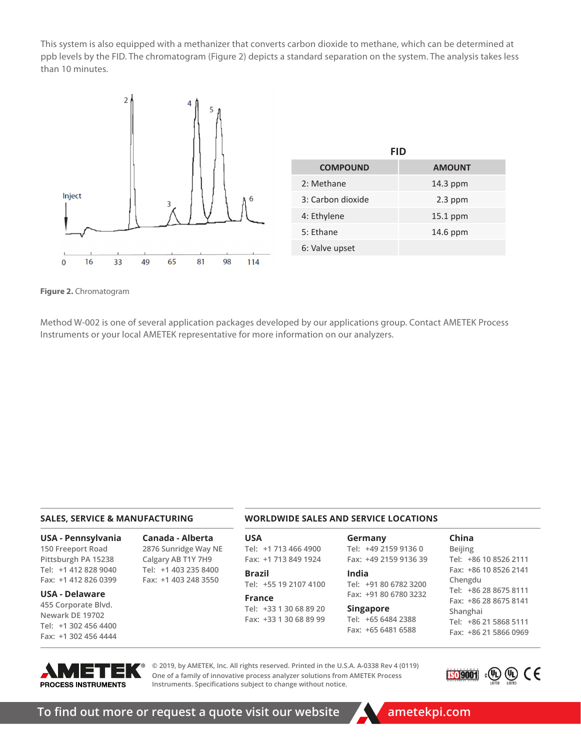This system is also equipped with a methanizer that converts carbon dioxide to methane, which can be determined at ppb levels by the FID. The chromatogram (Figure 2) depicts a standard separation on the system. The analysis takes less than 10 minutes.

Inject
2
3
4
5
6
0 16 33 49 65 81 98 114

**FID**

| COMPOUND | AMOUNT |
|---|---|
| 2: Methane | 14.3 ppm |
| 3: Carbon dioxide | 2.3 ppm |
| 4: Ethylene | 15.1 ppm |
| 5: Ethane | 14.6 ppm |
| 6: Valve upset | |

**Figure 2.** Chromatogram

Method W-002 is one of several application packages developed by our applications group. Contact AMETEK Process Instruments or your local AMETEK representative for more information on our analyzers.

## SALES, SERVICE & MANUFACTURING

**USA - Pennsylvania**
150 Freeport Road
Pittsburgh PA 15238
Tel: +1 412 828 9040
Fax: +1 412 826 0399

**USA - Delaware**
455 Corporate Blvd.
Newark DE 19702
Tel: +1 302 456 4400
Fax: +1 302 456 4444

**Canada - Alberta**
2876 Sunridge Way NE
Calgary AB T1Y 7H9
Tel: +1 403 235 8400
Fax: +1 403 248 3550

## WORLDWIDE SALES AND SERVICE LOCATIONS

**USA**
Tel: +1 713 466 4900
Fax: +1 713 849 1924

**Brazil**
Tel: +55 19 2107 4100

**France**
Tel: +33 1 30 68 89 20
Fax: +33 1 30 68 89 99

**Germany**
Tel: +49 2159 9136 0
Fax: +49 2159 9136 39

**India**
Tel: +91 80 6782 3200
Fax: +91 80 6780 3232

**Singapore**
Tel: +65 6484 2388
Fax: +65 6481 6588

**China**
Beijing
Tel: +86 10 8526 2111
Fax: +86 10 8526 2141
Chengdu
Tel: +86 28 8675 8111
Fax: +86 28 8675 8141
Shanghai
Tel: +86 21 5868 5111
Fax: +86 21 5866 0969

AMETEK® PROCESS INSTRUMENTS

© 2019, by AMETEK, Inc. All rights reserved. Printed in the U.S.A. A-0338 Rev 4 (0119)
One of a family of innovative process analyzer solutions from AMETEK Process Instruments. Specifications subject to change without notice.

To find out more or request a quote visit our website ametekpi.com